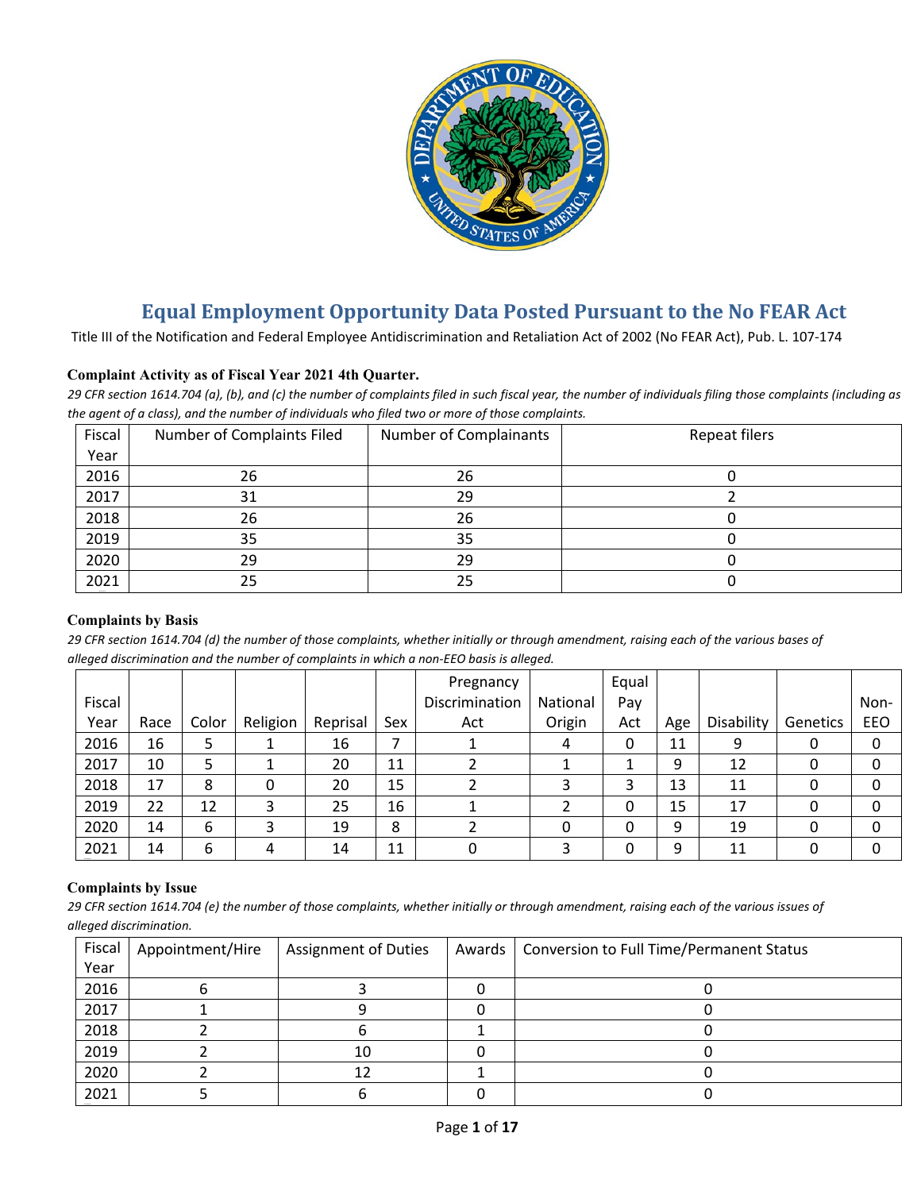# Equal Employment Opportunity Data Posted Pursuant to the No FEAR Act

Title III of the Notification and Federal Employee Antidiscrimination and Retaliation Act of 2002 (No FEAR Act), Pub. L. 107-174

### Complaint Activity as of Fiscal Year 2021 4th Quarter.

*29 CFR section 1614.704 (a), (b), and (c) the number of complaints filed in such fiscal year, the number of individuals filing those complaints (including as the agent of a class), and the number of individuals who filed two or more of those complaints.*

| Fiscal Year | Number of Complaints Filed | Number of Complainants | Repeat filers |
|---|---|---|---|
| 2016 | 26 | 26 | 0 |
| 2017 | 31 | 29 | 2 |
| 2018 | 26 | 26 | 0 |
| 2019 | 35 | 35 | 0 |
| 2020 | 29 | 29 | 0 |
| 2021 | 25 | 25 | 0 |

### Complaints by Basis

*29 CFR section 1614.704 (d) the number of those complaints, whether initially or through amendment, raising each of the various bases of alleged discrimination and the number of complaints in which a non-EEO basis is alleged.*

| Fiscal Year | Race | Color | Religion | Reprisal | Sex | Pregnancy Discrimination Act | National Origin | Equal Pay Act | Age | Disability | Genetics | Non-EEO |
|---|---|---|---|---|---|---|---|---|---|---|---|---|
| 2016 | 16 | 5 | 1 | 16 | 7 | 1 | 4 | 0 | 11 | 9 | 0 | 0 |
| 2017 | 10 | 5 | 1 | 20 | 11 | 2 | 1 | 1 | 9 | 12 | 0 | 0 |
| 2018 | 17 | 8 | 0 | 20 | 15 | 2 | 3 | 3 | 13 | 11 | 0 | 0 |
| 2019 | 22 | 12 | 3 | 25 | 16 | 1 | 2 | 0 | 15 | 17 | 0 | 0 |
| 2020 | 14 | 6 | 3 | 19 | 8 | 2 | 0 | 0 | 9 | 19 | 0 | 0 |
| 2021 | 14 | 6 | 4 | 14 | 11 | 0 | 3 | 0 | 9 | 11 | 0 | 0 |

### Complaints by Issue

*29 CFR section 1614.704 (e) the number of those complaints, whether initially or through amendment, raising each of the various issues of alleged discrimination.*

| Fiscal Year | Appointment/Hire | Assignment of Duties | Awards | Conversion to Full Time/Permanent Status |
|---|---|---|---|---|
| 2016 | 6 | 3 | 0 | 0 |
| 2017 | 1 | 9 | 0 | 0 |
| 2018 | 2 | 6 | 1 | 0 |
| 2019 | 2 | 10 | 0 | 0 |
| 2020 | 2 | 12 | 1 | 0 |
| 2021 | 5 | 6 | 0 | 0 |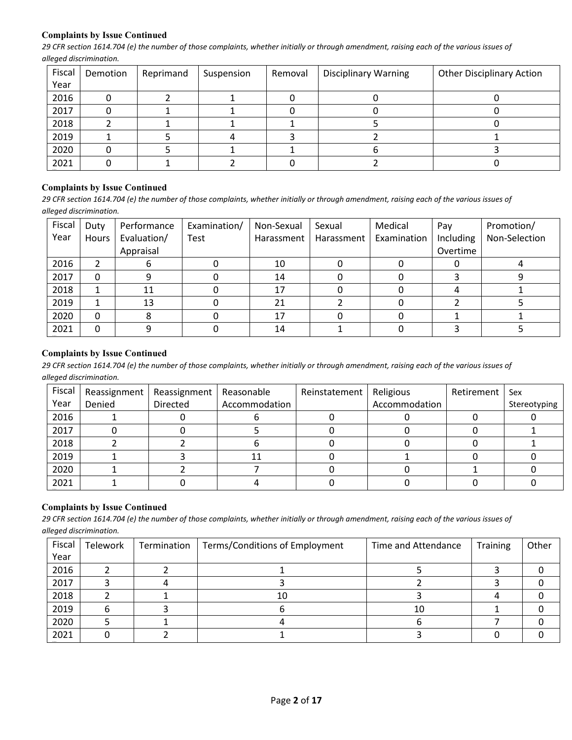**Complaints by Issue Continued**

*29 CFR section 1614.704 (e) the number of those complaints, whether initially or through amendment, raising each of the various issues of alleged discrimination.*

| Fiscal Year | Demotion | Reprimand | Suspension | Removal | Disciplinary Warning | Other Disciplinary Action |
|---|---|---|---|---|---|---|
| 2016 | 0 | 2 | 1 | 0 | 0 | 0 |
| 2017 | 0 | 1 | 1 | 0 | 0 | 0 |
| 2018 | 2 | 1 | 1 | 1 | 5 | 0 |
| 2019 | 1 | 5 | 4 | 3 | 2 | 1 |
| 2020 | 0 | 5 | 1 | 1 | 6 | 3 |
| 2021 | 0 | 1 | 2 | 0 | 2 | 0 |

**Complaints by Issue Continued**

*29 CFR section 1614.704 (e) the number of those complaints, whether initially or through amendment, raising each of the various issues of alleged discrimination.*

| Fiscal Year | Duty Hours | Performance Evaluation/ Appraisal | Examination/ Test | Non-Sexual Harassment | Sexual Harassment | Medical Examination | Pay Including Overtime | Promotion/ Non-Selection |
|---|---|---|---|---|---|---|---|---|
| 2016 | 2 | 6 | 0 | 10 | 0 | 0 | 0 | 4 |
| 2017 | 0 | 9 | 0 | 14 | 0 | 0 | 3 | 9 |
| 2018 | 1 | 11 | 0 | 17 | 0 | 0 | 4 | 1 |
| 2019 | 1 | 13 | 0 | 21 | 2 | 0 | 2 | 5 |
| 2020 | 0 | 8 | 0 | 17 | 0 | 0 | 1 | 1 |
| 2021 | 0 | 9 | 0 | 14 | 1 | 0 | 3 | 5 |

**Complaints by Issue Continued**

*29 CFR section 1614.704 (e) the number of those complaints, whether initially or through amendment, raising each of the various issues of alleged discrimination.*

| Fiscal Year | Reassignment Denied | Reassignment Directed | Reasonable Accommodation | Reinstatement | Religious Accommodation | Retirement | Sex Stereotyping |
|---|---|---|---|---|---|---|---|
| 2016 | 1 | 0 | 6 | 0 | 0 | 0 | 0 |
| 2017 | 0 | 0 | 5 | 0 | 0 | 0 | 1 |
| 2018 | 2 | 2 | 6 | 0 | 0 | 0 | 1 |
| 2019 | 1 | 3 | 11 | 0 | 1 | 0 | 0 |
| 2020 | 1 | 2 | 7 | 0 | 0 | 1 | 0 |
| 2021 | 1 | 0 | 4 | 0 | 0 | 0 | 0 |

**Complaints by Issue Continued**

*29 CFR section 1614.704 (e) the number of those complaints, whether initially or through amendment, raising each of the various issues of alleged discrimination.*

| Fiscal Year | Telework | Termination | Terms/Conditions of Employment | Time and Attendance | Training | Other |
|---|---|---|---|---|---|---|
| 2016 | 2 | 2 | 1 | 5 | 3 | 0 |
| 2017 | 3 | 4 | 3 | 2 | 3 | 0 |
| 2018 | 2 | 1 | 10 | 3 | 4 | 0 |
| 2019 | 6 | 3 | 6 | 10 | 1 | 0 |
| 2020 | 5 | 1 | 4 | 6 | 7 | 0 |
| 2021 | 0 | 2 | 1 | 3 | 0 | 0 |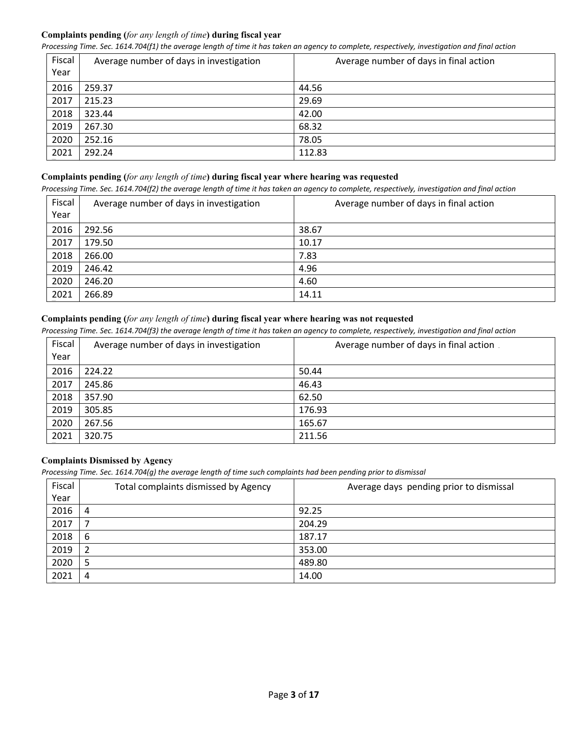**Complaints pending (*for any length of time*) during fiscal year**

*Processing Time. Sec. 1614.704(f1) the average length of time it has taken an agency to complete, respectively, investigation and final action*

| Fiscal Year | Average number of days in investigation | Average number of days in final action |
|---|---|---|
| 2016 | 259.37 | 44.56 |
| 2017 | 215.23 | 29.69 |
| 2018 | 323.44 | 42.00 |
| 2019 | 267.30 | 68.32 |
| 2020 | 252.16 | 78.05 |
| 2021 | 292.24 | 112.83 |

**Complaints pending (*for any length of time*) during fiscal year where hearing was requested**

*Processing Time. Sec. 1614.704(f2) the average length of time it has taken an agency to complete, respectively, investigation and final action*

| Fiscal Year | Average number of days in investigation | Average number of days in final action |
|---|---|---|
| 2016 | 292.56 | 38.67 |
| 2017 | 179.50 | 10.17 |
| 2018 | 266.00 | 7.83 |
| 2019 | 246.42 | 4.96 |
| 2020 | 246.20 | 4.60 |
| 2021 | 266.89 | 14.11 |

**Complaints pending (*for any length of time*) during fiscal year where hearing was not requested**

*Processing Time. Sec. 1614.704(f3) the average length of time it has taken an agency to complete, respectively, investigation and final action*

| Fiscal Year | Average number of days in investigation | Average number of days in final action |
|---|---|---|
| 2016 | 224.22 | 50.44 |
| 2017 | 245.86 | 46.43 |
| 2018 | 357.90 | 62.50 |
| 2019 | 305.85 | 176.93 |
| 2020 | 267.56 | 165.67 |
| 2021 | 320.75 | 211.56 |

**Complaints Dismissed by Agency**

*Processing Time. Sec. 1614.704(g) the average length of time such complaints had been pending prior to dismissal*

| Fiscal Year | Total complaints dismissed by Agency | Average days pending prior to dismissal |
|---|---|---|
| 2016 | 4 | 92.25 |
| 2017 | 7 | 204.29 |
| 2018 | 6 | 187.17 |
| 2019 | 2 | 353.00 |
| 2020 | 5 | 489.80 |
| 2021 | 4 | 14.00 |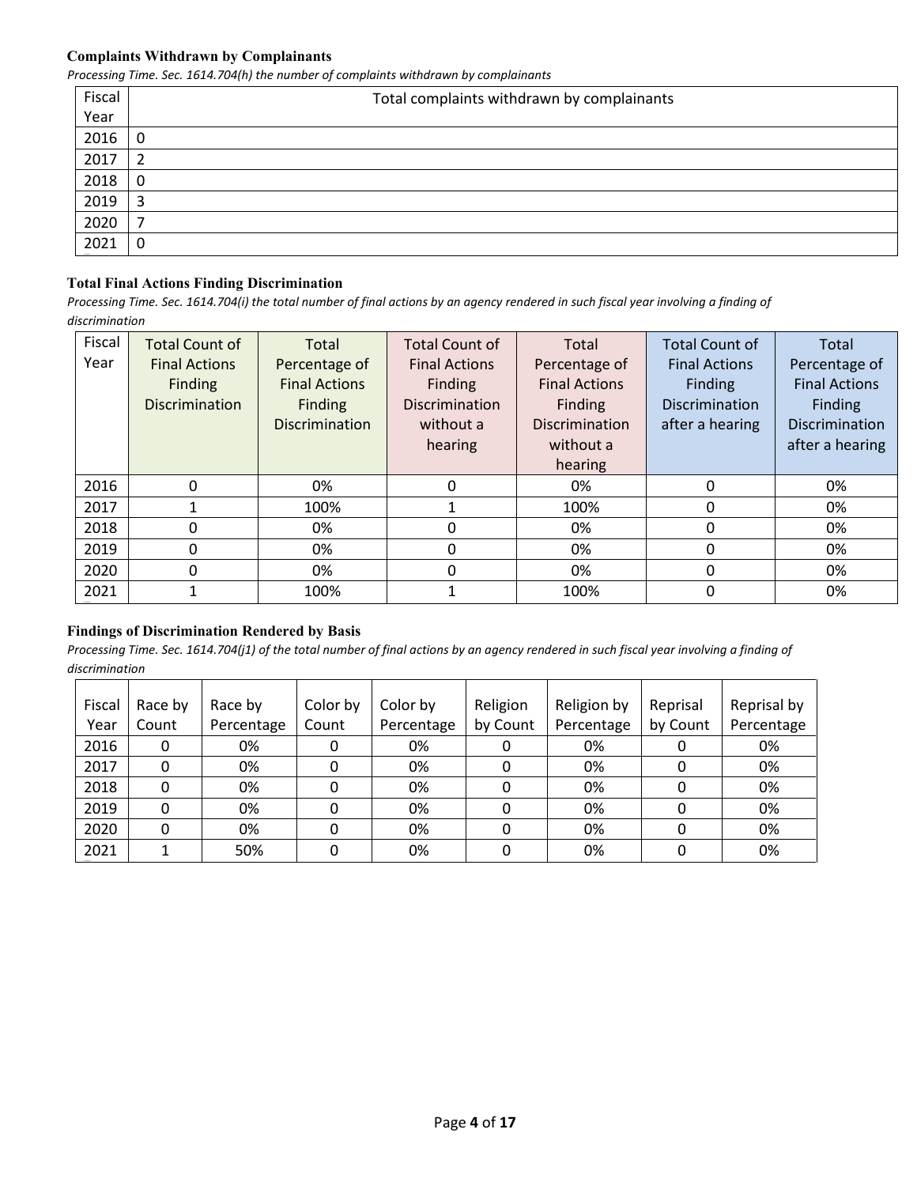### Complaints Withdrawn by Complainants

*Processing Time. Sec. 1614.704(h) the number of complaints withdrawn by complainants*

| Fiscal Year | Total complaints withdrawn by complainants |
|---|---|
| 2016 | 0 |
| 2017 | 2 |
| 2018 | 0 |
| 2019 | 3 |
| 2020 | 7 |
| 2021 | 0 |

### Total Final Actions Finding Discrimination

*Processing Time. Sec. 1614.704(i) the total number of final actions by an agency rendered in such fiscal year involving a finding of discrimination*

| Fiscal Year | Total Count of Final Actions Finding Discrimination | Total Percentage of Final Actions Finding Discrimination | Total Count of Final Actions Finding Discrimination without a hearing | Total Percentage of Final Actions Finding Discrimination without a hearing | Total Count of Final Actions Finding Discrimination after a hearing | Total Percentage of Final Actions Finding Discrimination after a hearing |
|---|---|---|---|---|---|---|
| 2016 | 0 | 0% | 0 | 0% | 0 | 0% |
| 2017 | 1 | 100% | 1 | 100% | 0 | 0% |
| 2018 | 0 | 0% | 0 | 0% | 0 | 0% |
| 2019 | 0 | 0% | 0 | 0% | 0 | 0% |
| 2020 | 0 | 0% | 0 | 0% | 0 | 0% |
| 2021 | 1 | 100% | 1 | 100% | 0 | 0% |

### Findings of Discrimination Rendered by Basis

*Processing Time. Sec. 1614.704(j1) of the total number of final actions by an agency rendered in such fiscal year involving a finding of discrimination*

| Fiscal Year | Race by Count | Race by Percentage | Color by Count | Color by Percentage | Religion by Count | Religion by Percentage | Reprisal by Count | Reprisal by Percentage |
|---|---|---|---|---|---|---|---|---|
| 2016 | 0 | 0% | 0 | 0% | 0 | 0% | 0 | 0% |
| 2017 | 0 | 0% | 0 | 0% | 0 | 0% | 0 | 0% |
| 2018 | 0 | 0% | 0 | 0% | 0 | 0% | 0 | 0% |
| 2019 | 0 | 0% | 0 | 0% | 0 | 0% | 0 | 0% |
| 2020 | 0 | 0% | 0 | 0% | 0 | 0% | 0 | 0% |
| 2021 | 1 | 50% | 0 | 0% | 0 | 0% | 0 | 0% |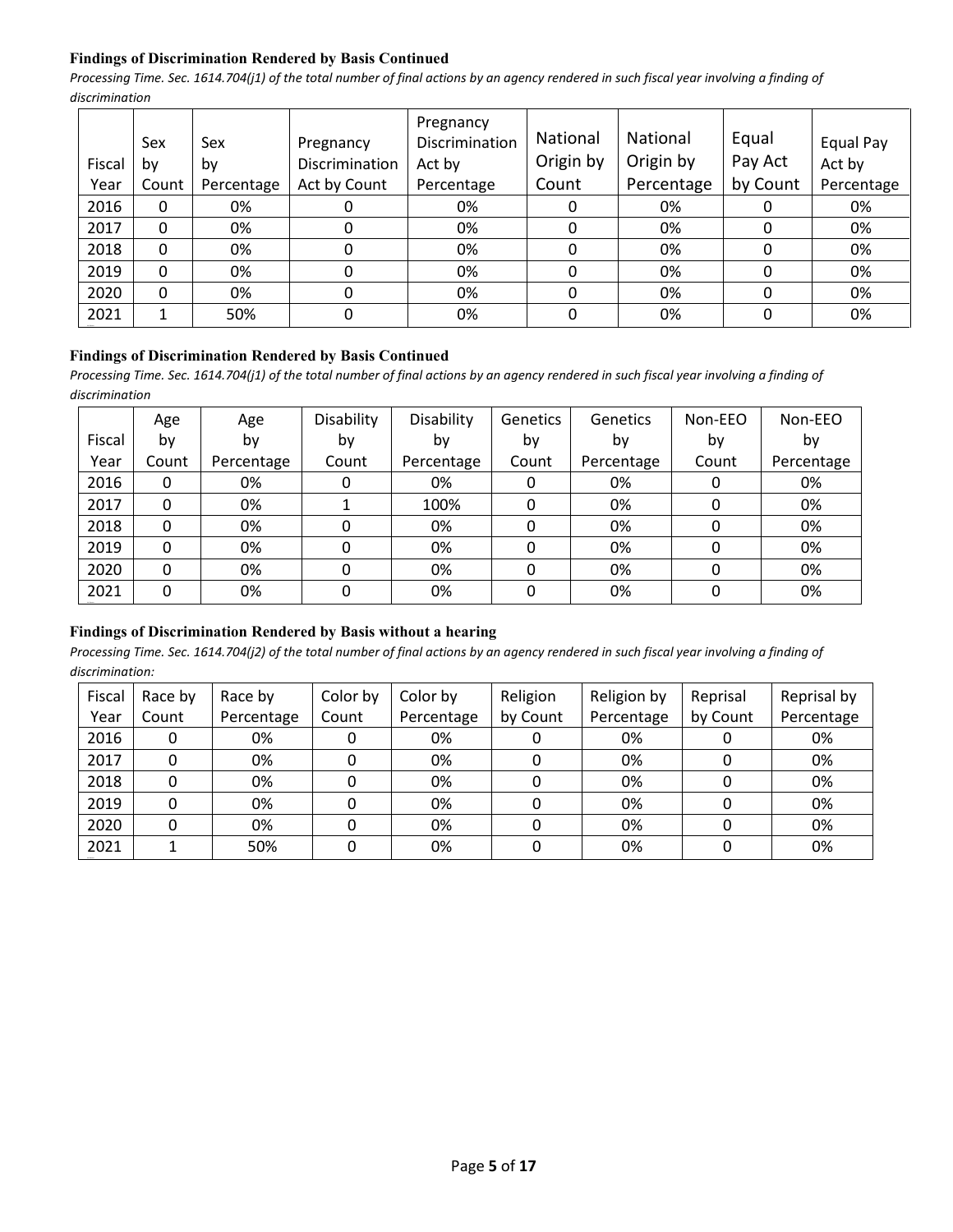#### Findings of Discrimination Rendered by Basis Continued

*Processing Time. Sec. 1614.704(j1) of the total number of final actions by an agency rendered in such fiscal year involving a finding of discrimination*

| Fiscal Year | Sex by Count | Sex by Percentage | Pregnancy Discrimination Act by Count | Pregnancy Discrimination Act by Percentage | National Origin by Count | National Origin by Percentage | Equal Pay Act by Count | Equal Pay Act by Percentage |
|---|---|---|---|---|---|---|---|---|
| 2016 | 0 | 0% | 0 | 0% | 0 | 0% | 0 | 0% |
| 2017 | 0 | 0% | 0 | 0% | 0 | 0% | 0 | 0% |
| 2018 | 0 | 0% | 0 | 0% | 0 | 0% | 0 | 0% |
| 2019 | 0 | 0% | 0 | 0% | 0 | 0% | 0 | 0% |
| 2020 | 0 | 0% | 0 | 0% | 0 | 0% | 0 | 0% |
| 2021 | 1 | 50% | 0 | 0% | 0 | 0% | 0 | 0% |

#### Findings of Discrimination Rendered by Basis Continued

*Processing Time. Sec. 1614.704(j1) of the total number of final actions by an agency rendered in such fiscal year involving a finding of discrimination*

| Fiscal Year | Age by Count | Age by Percentage | Disability by Count | Disability by Percentage | Genetics by Count | Genetics by Percentage | Non-EEO by Count | Non-EEO by Percentage |
|---|---|---|---|---|---|---|---|---|
| 2016 | 0 | 0% | 0 | 0% | 0 | 0% | 0 | 0% |
| 2017 | 0 | 0% | 1 | 100% | 0 | 0% | 0 | 0% |
| 2018 | 0 | 0% | 0 | 0% | 0 | 0% | 0 | 0% |
| 2019 | 0 | 0% | 0 | 0% | 0 | 0% | 0 | 0% |
| 2020 | 0 | 0% | 0 | 0% | 0 | 0% | 0 | 0% |
| 2021 | 0 | 0% | 0 | 0% | 0 | 0% | 0 | 0% |

#### Findings of Discrimination Rendered by Basis without a hearing

*Processing Time. Sec. 1614.704(j2) of the total number of final actions by an agency rendered in such fiscal year involving a finding of discrimination:*

| Fiscal Year | Race by Count | Race by Percentage | Color by Count | Color by Percentage | Religion by Count | Religion by Percentage | Reprisal by Count | Reprisal by Percentage |
|---|---|---|---|---|---|---|---|---|
| 2016 | 0 | 0% | 0 | 0% | 0 | 0% | 0 | 0% |
| 2017 | 0 | 0% | 0 | 0% | 0 | 0% | 0 | 0% |
| 2018 | 0 | 0% | 0 | 0% | 0 | 0% | 0 | 0% |
| 2019 | 0 | 0% | 0 | 0% | 0 | 0% | 0 | 0% |
| 2020 | 0 | 0% | 0 | 0% | 0 | 0% | 0 | 0% |
| 2021 | 1 | 50% | 0 | 0% | 0 | 0% | 0 | 0% |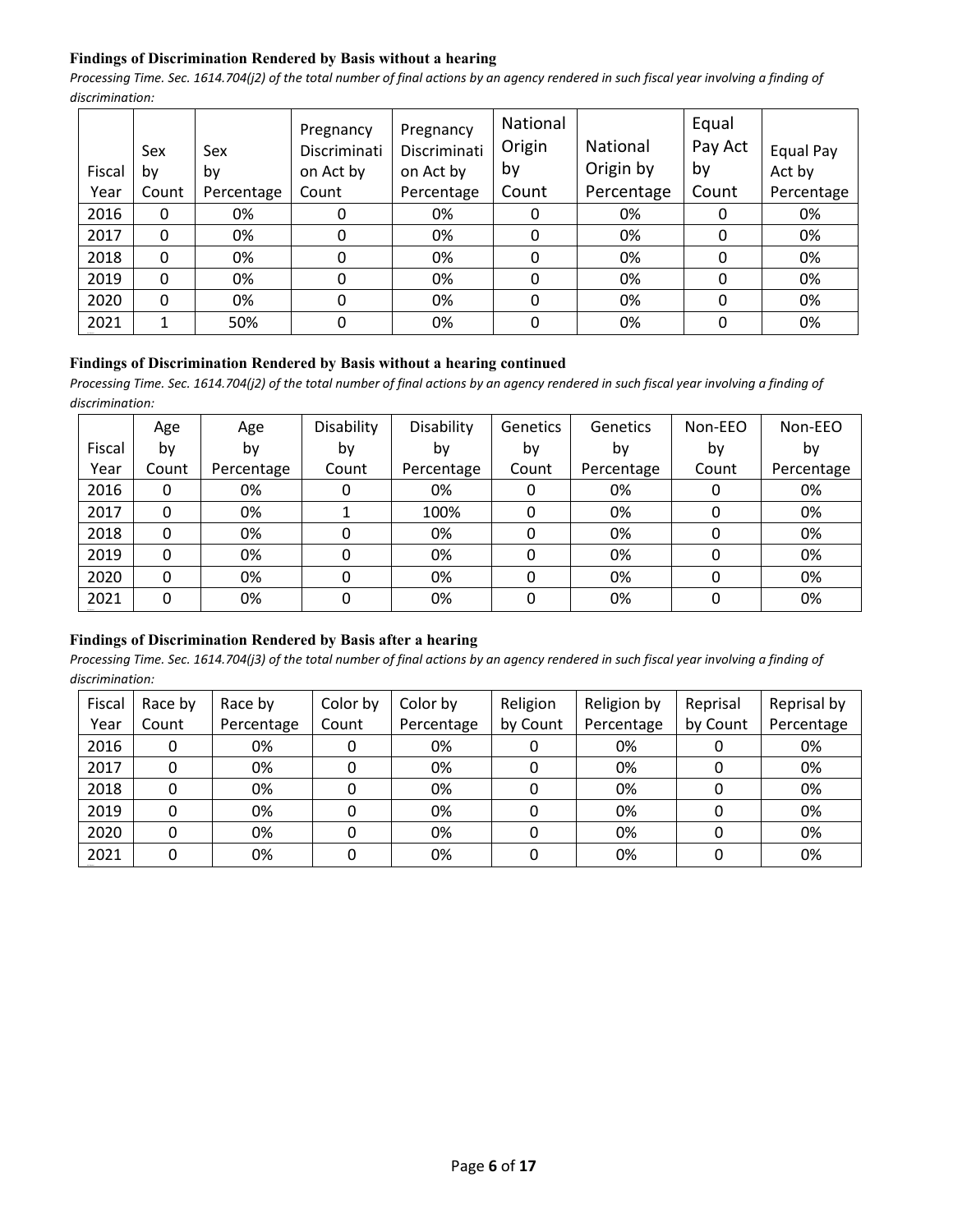**Findings of Discrimination Rendered by Basis without a hearing**

*Processing Time. Sec. 1614.704(j2) of the total number of final actions by an agency rendered in such fiscal year involving a finding of discrimination:*

| Fiscal Year | Sex by Count | Sex by Percentage | Pregnancy Discrimination Act by Count | Pregnancy Discrimination Act by Percentage | National Origin by Count | National Origin by Percentage | Equal Pay Act by Count | Equal Pay Act by Percentage |
|---|---|---|---|---|---|---|---|---|
| 2016 | 0 | 0% | 0 | 0% | 0 | 0% | 0 | 0% |
| 2017 | 0 | 0% | 0 | 0% | 0 | 0% | 0 | 0% |
| 2018 | 0 | 0% | 0 | 0% | 0 | 0% | 0 | 0% |
| 2019 | 0 | 0% | 0 | 0% | 0 | 0% | 0 | 0% |
| 2020 | 0 | 0% | 0 | 0% | 0 | 0% | 0 | 0% |
| 2021 | 1 | 50% | 0 | 0% | 0 | 0% | 0 | 0% |

**Findings of Discrimination Rendered by Basis without a hearing continued**

*Processing Time. Sec. 1614.704(j2) of the total number of final actions by an agency rendered in such fiscal year involving a finding of discrimination:*

| Fiscal Year | Age by Count | Age by Percentage | Disability by Count | Disability by Percentage | Genetics by Count | Genetics by Percentage | Non-EEO by Count | Non-EEO by Percentage |
|---|---|---|---|---|---|---|---|---|
| 2016 | 0 | 0% | 0 | 0% | 0 | 0% | 0 | 0% |
| 2017 | 0 | 0% | 1 | 100% | 0 | 0% | 0 | 0% |
| 2018 | 0 | 0% | 0 | 0% | 0 | 0% | 0 | 0% |
| 2019 | 0 | 0% | 0 | 0% | 0 | 0% | 0 | 0% |
| 2020 | 0 | 0% | 0 | 0% | 0 | 0% | 0 | 0% |
| 2021 | 0 | 0% | 0 | 0% | 0 | 0% | 0 | 0% |

**Findings of Discrimination Rendered by Basis after a hearing**

*Processing Time. Sec. 1614.704(j3) of the total number of final actions by an agency rendered in such fiscal year involving a finding of discrimination:*

| Fiscal Year | Race by Count | Race by Percentage | Color by Count | Color by Percentage | Religion by Count | Religion by Percentage | Reprisal by Count | Reprisal by Percentage |
|---|---|---|---|---|---|---|---|---|
| 2016 | 0 | 0% | 0 | 0% | 0 | 0% | 0 | 0% |
| 2017 | 0 | 0% | 0 | 0% | 0 | 0% | 0 | 0% |
| 2018 | 0 | 0% | 0 | 0% | 0 | 0% | 0 | 0% |
| 2019 | 0 | 0% | 0 | 0% | 0 | 0% | 0 | 0% |
| 2020 | 0 | 0% | 0 | 0% | 0 | 0% | 0 | 0% |
| 2021 | 0 | 0% | 0 | 0% | 0 | 0% | 0 | 0% |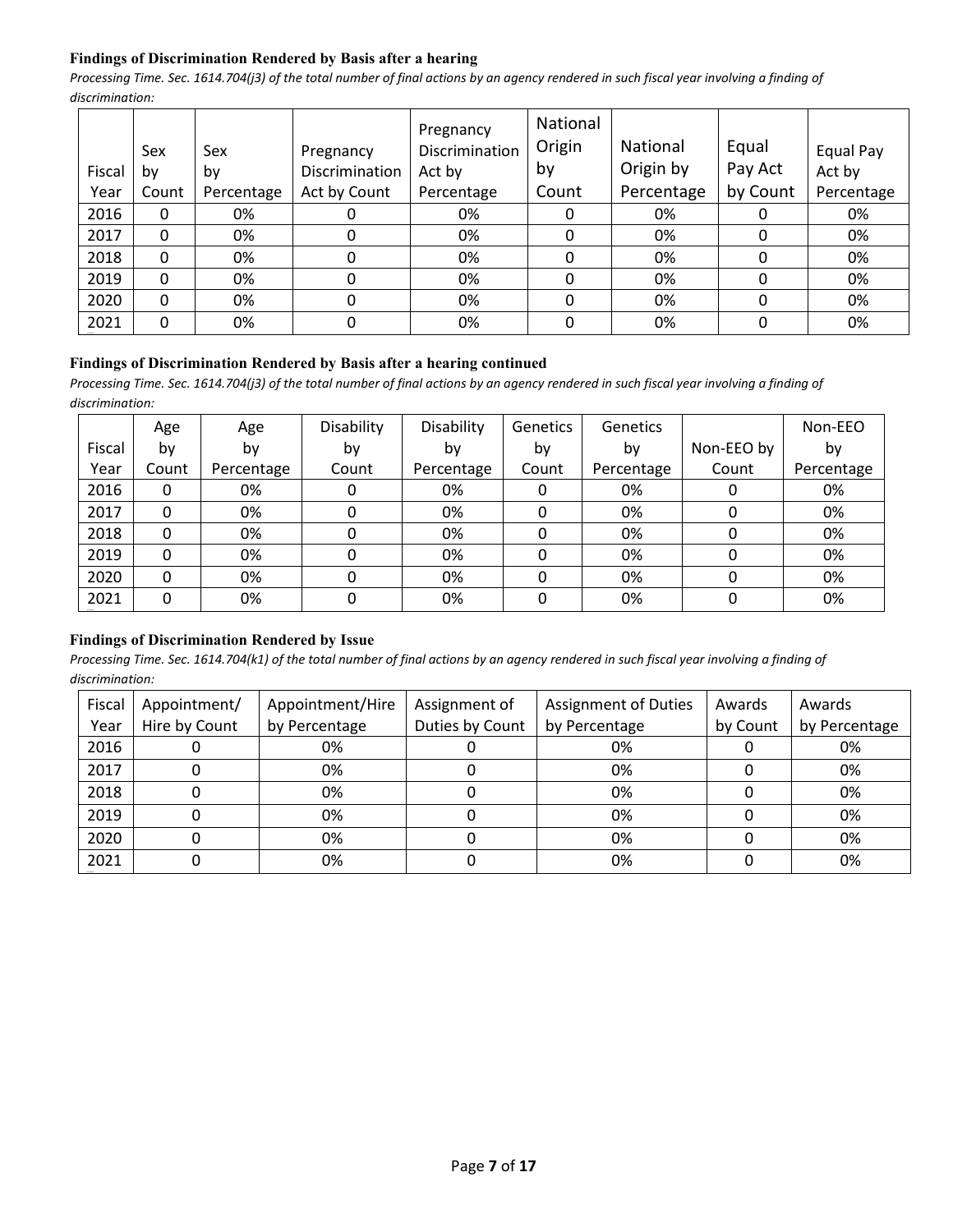**Findings of Discrimination Rendered by Basis after a hearing**

*Processing Time. Sec. 1614.704(j3) of the total number of final actions by an agency rendered in such fiscal year involving a finding of discrimination:*

| Fiscal Year | Sex by Count | Sex by Percentage | Pregnancy Discrimination Act by Count | Pregnancy Discrimination Act by Percentage | National Origin by Count | National Origin by Percentage | Equal Pay Act by Count | Equal Pay Act by Percentage |
|---|---|---|---|---|---|---|---|---|
| 2016 | 0 | 0% | 0 | 0% | 0 | 0% | 0 | 0% |
| 2017 | 0 | 0% | 0 | 0% | 0 | 0% | 0 | 0% |
| 2018 | 0 | 0% | 0 | 0% | 0 | 0% | 0 | 0% |
| 2019 | 0 | 0% | 0 | 0% | 0 | 0% | 0 | 0% |
| 2020 | 0 | 0% | 0 | 0% | 0 | 0% | 0 | 0% |
| 2021 | 0 | 0% | 0 | 0% | 0 | 0% | 0 | 0% |

**Findings of Discrimination Rendered by Basis after a hearing continued**

*Processing Time. Sec. 1614.704(j3) of the total number of final actions by an agency rendered in such fiscal year involving a finding of discrimination:*

| Fiscal Year | Age by Count | Age by Percentage | Disability by Count | Disability by Percentage | Genetics by Count | Genetics by Percentage | Non-EEO by Count | Non-EEO by Percentage |
|---|---|---|---|---|---|---|---|---|
| 2016 | 0 | 0% | 0 | 0% | 0 | 0% | 0 | 0% |
| 2017 | 0 | 0% | 0 | 0% | 0 | 0% | 0 | 0% |
| 2018 | 0 | 0% | 0 | 0% | 0 | 0% | 0 | 0% |
| 2019 | 0 | 0% | 0 | 0% | 0 | 0% | 0 | 0% |
| 2020 | 0 | 0% | 0 | 0% | 0 | 0% | 0 | 0% |
| 2021 | 0 | 0% | 0 | 0% | 0 | 0% | 0 | 0% |

**Findings of Discrimination Rendered by Issue**

*Processing Time. Sec. 1614.704(k1) of the total number of final actions by an agency rendered in such fiscal year involving a finding of discrimination:*

| Fiscal Year | Appointment/ Hire by Count | Appointment/Hire by Percentage | Assignment of Duties by Count | Assignment of Duties by Percentage | Awards by Count | Awards by Percentage |
|---|---|---|---|---|---|---|
| 2016 | 0 | 0% | 0 | 0% | 0 | 0% |
| 2017 | 0 | 0% | 0 | 0% | 0 | 0% |
| 2018 | 0 | 0% | 0 | 0% | 0 | 0% |
| 2019 | 0 | 0% | 0 | 0% | 0 | 0% |
| 2020 | 0 | 0% | 0 | 0% | 0 | 0% |
| 2021 | 0 | 0% | 0 | 0% | 0 | 0% |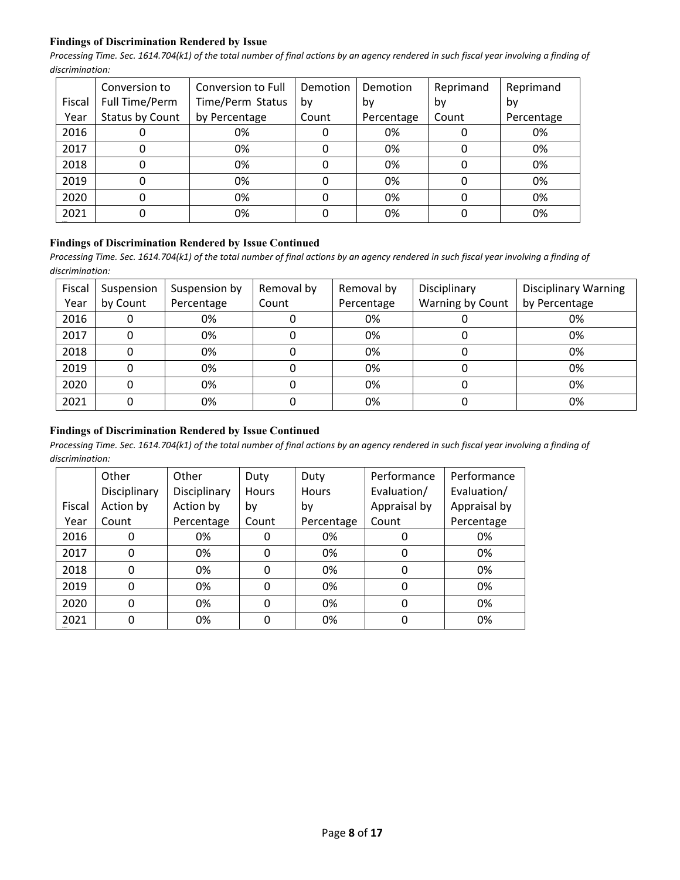**Findings of Discrimination Rendered by Issue**

*Processing Time. Sec. 1614.704(k1) of the total number of final actions by an agency rendered in such fiscal year involving a finding of discrimination:*

| Fiscal Year | Conversion to Full Time/Perm Status by Count | Conversion to Full Time/Perm Status by Percentage | Demotion by Count | Demotion by Percentage | Reprimand by Count | Reprimand by Percentage |
|---|---|---|---|---|---|---|
| 2016 | 0 | 0% | 0 | 0% | 0 | 0% |
| 2017 | 0 | 0% | 0 | 0% | 0 | 0% |
| 2018 | 0 | 0% | 0 | 0% | 0 | 0% |
| 2019 | 0 | 0% | 0 | 0% | 0 | 0% |
| 2020 | 0 | 0% | 0 | 0% | 0 | 0% |
| 2021 | 0 | 0% | 0 | 0% | 0 | 0% |

**Findings of Discrimination Rendered by Issue Continued**

*Processing Time. Sec. 1614.704(k1) of the total number of final actions by an agency rendered in such fiscal year involving a finding of discrimination:*

| Fiscal Year | Suspension by Count | Suspension by Percentage | Removal by Count | Removal by Percentage | Disciplinary Warning by Count | Disciplinary Warning by Percentage |
|---|---|---|---|---|---|---|
| 2016 | 0 | 0% | 0 | 0% | 0 | 0% |
| 2017 | 0 | 0% | 0 | 0% | 0 | 0% |
| 2018 | 0 | 0% | 0 | 0% | 0 | 0% |
| 2019 | 0 | 0% | 0 | 0% | 0 | 0% |
| 2020 | 0 | 0% | 0 | 0% | 0 | 0% |
| 2021 | 0 | 0% | 0 | 0% | 0 | 0% |

**Findings of Discrimination Rendered by Issue Continued**

*Processing Time. Sec. 1614.704(k1) of the total number of final actions by an agency rendered in such fiscal year involving a finding of discrimination:*

| Fiscal Year | Other Disciplinary Action by Count | Other Disciplinary Action by Percentage | Duty Hours by Count | Duty Hours by Percentage | Performance Evaluation/ Appraisal by Count | Performance Evaluation/ Appraisal by Percentage |
|---|---|---|---|---|---|---|
| 2016 | 0 | 0% | 0 | 0% | 0 | 0% |
| 2017 | 0 | 0% | 0 | 0% | 0 | 0% |
| 2018 | 0 | 0% | 0 | 0% | 0 | 0% |
| 2019 | 0 | 0% | 0 | 0% | 0 | 0% |
| 2020 | 0 | 0% | 0 | 0% | 0 | 0% |
| 2021 | 0 | 0% | 0 | 0% | 0 | 0% |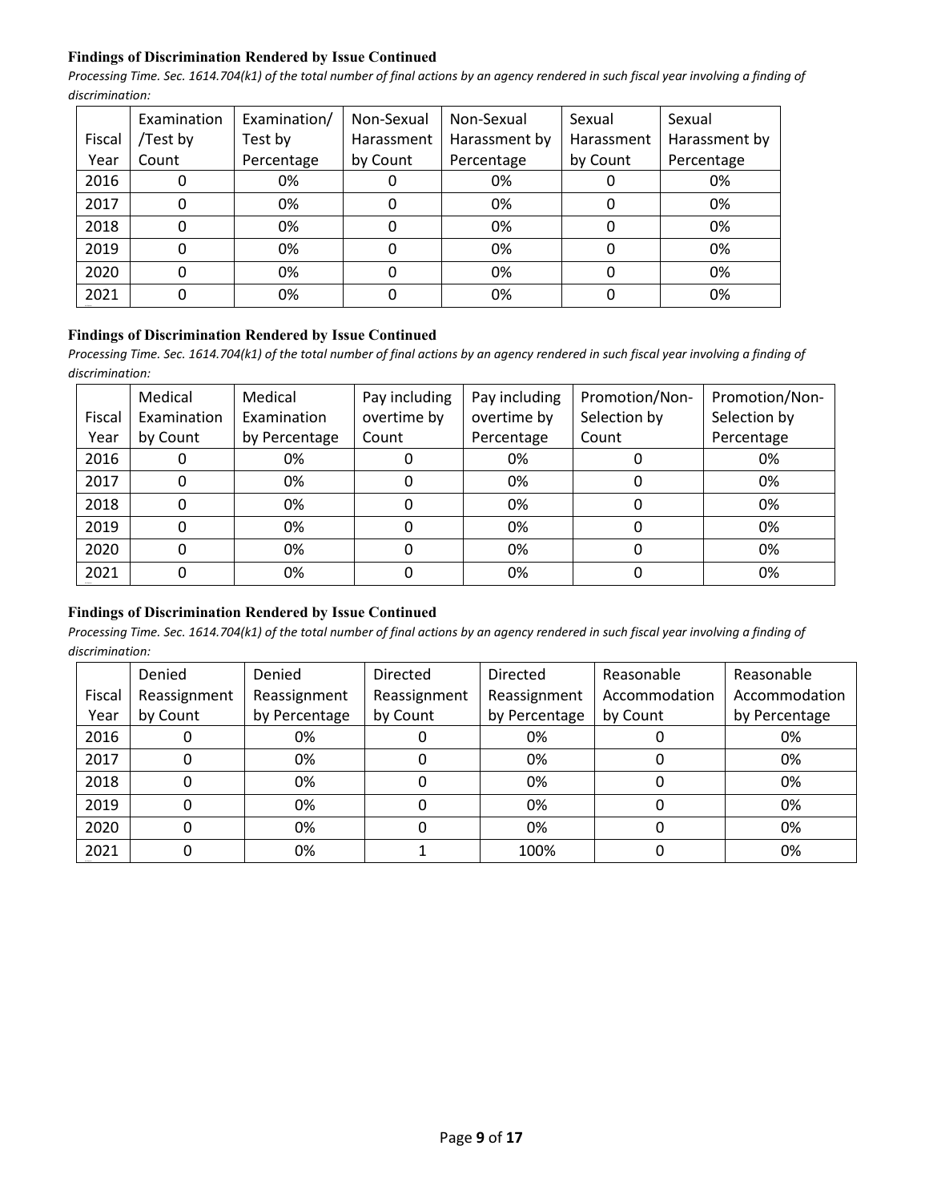**Findings of Discrimination Rendered by Issue Continued**

*Processing Time. Sec. 1614.704(k1) of the total number of final actions by an agency rendered in such fiscal year involving a finding of discrimination:*

| Fiscal Year | Examination /Test by Count | Examination/ Test by Percentage | Non-Sexual Harassment by Count | Non-Sexual Harassment by Percentage | Sexual Harassment by Count | Sexual Harassment by Percentage |
|---|---|---|---|---|---|---|
| 2016 | 0 | 0% | 0 | 0% | 0 | 0% |
| 2017 | 0 | 0% | 0 | 0% | 0 | 0% |
| 2018 | 0 | 0% | 0 | 0% | 0 | 0% |
| 2019 | 0 | 0% | 0 | 0% | 0 | 0% |
| 2020 | 0 | 0% | 0 | 0% | 0 | 0% |
| 2021 | 0 | 0% | 0 | 0% | 0 | 0% |

**Findings of Discrimination Rendered by Issue Continued**

*Processing Time. Sec. 1614.704(k1) of the total number of final actions by an agency rendered in such fiscal year involving a finding of discrimination:*

| Fiscal Year | Medical Examination by Count | Medical Examination by Percentage | Pay including overtime by Count | Pay including overtime by Percentage | Promotion/Non-Selection by Count | Promotion/Non-Selection by Percentage |
|---|---|---|---|---|---|---|
| 2016 | 0 | 0% | 0 | 0% | 0 | 0% |
| 2017 | 0 | 0% | 0 | 0% | 0 | 0% |
| 2018 | 0 | 0% | 0 | 0% | 0 | 0% |
| 2019 | 0 | 0% | 0 | 0% | 0 | 0% |
| 2020 | 0 | 0% | 0 | 0% | 0 | 0% |
| 2021 | 0 | 0% | 0 | 0% | 0 | 0% |

**Findings of Discrimination Rendered by Issue Continued**

*Processing Time. Sec. 1614.704(k1) of the total number of final actions by an agency rendered in such fiscal year involving a finding of discrimination:*

| Fiscal Year | Denied Reassignment by Count | Denied Reassignment by Percentage | Directed Reassignment by Count | Directed Reassignment by Percentage | Reasonable Accommodation by Count | Reasonable Accommodation by Percentage |
|---|---|---|---|---|---|---|
| 2016 | 0 | 0% | 0 | 0% | 0 | 0% |
| 2017 | 0 | 0% | 0 | 0% | 0 | 0% |
| 2018 | 0 | 0% | 0 | 0% | 0 | 0% |
| 2019 | 0 | 0% | 0 | 0% | 0 | 0% |
| 2020 | 0 | 0% | 0 | 0% | 0 | 0% |
| 2021 | 0 | 0% | 1 | 100% | 0 | 0% |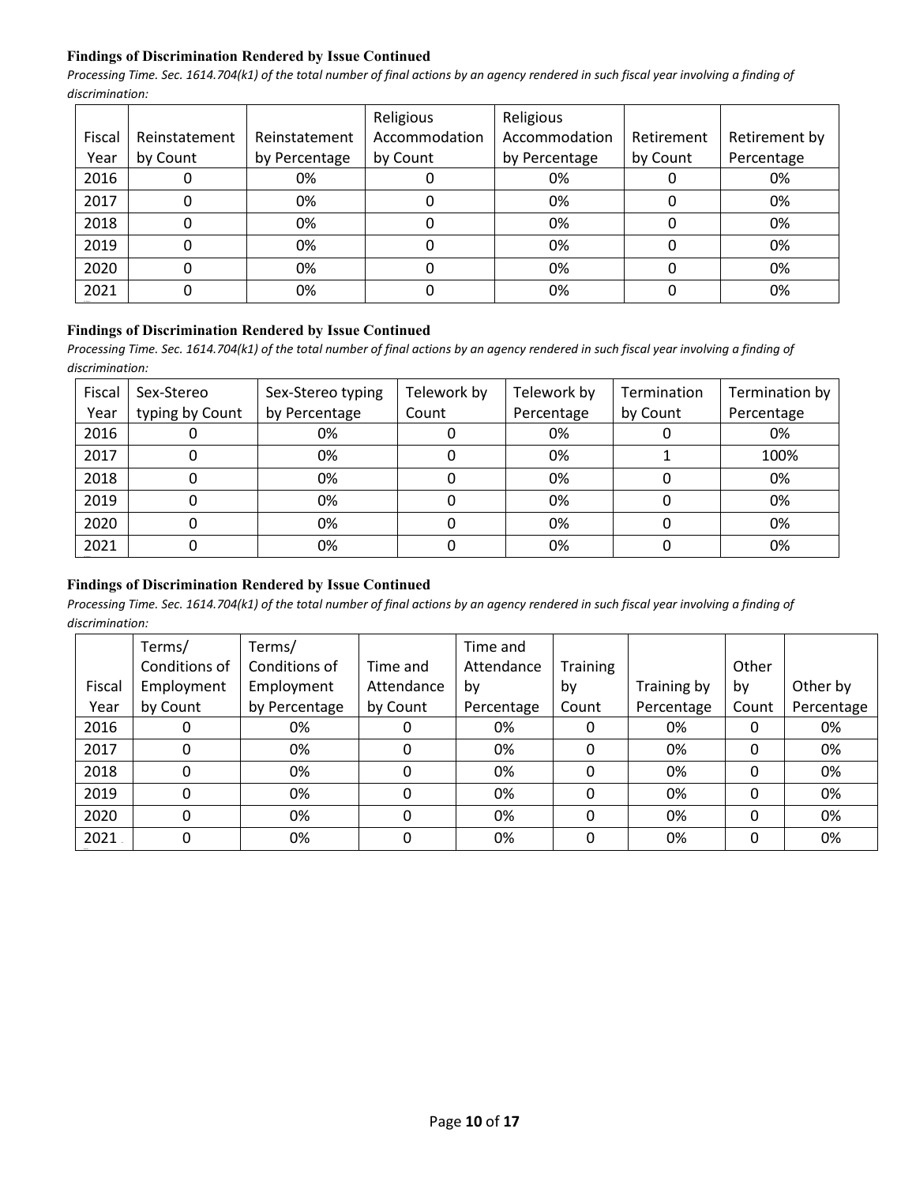**Findings of Discrimination Rendered by Issue Continued**

*Processing Time. Sec. 1614.704(k1) of the total number of final actions by an agency rendered in such fiscal year involving a finding of discrimination:*

| Fiscal Year | Reinstatement by Count | Reinstatement by Percentage | Religious Accommodation by Count | Religious Accommodation by Percentage | Retirement by Count | Retirement by Percentage |
|---|---|---|---|---|---|---|
| 2016 | 0 | 0% | 0 | 0% | 0 | 0% |
| 2017 | 0 | 0% | 0 | 0% | 0 | 0% |
| 2018 | 0 | 0% | 0 | 0% | 0 | 0% |
| 2019 | 0 | 0% | 0 | 0% | 0 | 0% |
| 2020 | 0 | 0% | 0 | 0% | 0 | 0% |
| 2021 | 0 | 0% | 0 | 0% | 0 | 0% |

**Findings of Discrimination Rendered by Issue Continued**

*Processing Time. Sec. 1614.704(k1) of the total number of final actions by an agency rendered in such fiscal year involving a finding of discrimination:*

| Fiscal Year | Sex-Stereo typing by Count | Sex-Stereo typing by Percentage | Telework by Count | Telework by Percentage | Termination by Count | Termination by Percentage |
|---|---|---|---|---|---|---|
| 2016 | 0 | 0% | 0 | 0% | 0 | 0% |
| 2017 | 0 | 0% | 0 | 0% | 1 | 100% |
| 2018 | 0 | 0% | 0 | 0% | 0 | 0% |
| 2019 | 0 | 0% | 0 | 0% | 0 | 0% |
| 2020 | 0 | 0% | 0 | 0% | 0 | 0% |
| 2021 | 0 | 0% | 0 | 0% | 0 | 0% |

**Findings of Discrimination Rendered by Issue Continued**

*Processing Time. Sec. 1614.704(k1) of the total number of final actions by an agency rendered in such fiscal year involving a finding of discrimination:*

| Fiscal Year | Terms/ Conditions of Employment by Count | Terms/ Conditions of Employment by Percentage | Time and Attendance by Count | Time and Attendance by Percentage | Training by Count | Training by Percentage | Other by Count | Other by Percentage |
|---|---|---|---|---|---|---|---|---|
| 2016 | 0 | 0% | 0 | 0% | 0 | 0% | 0 | 0% |
| 2017 | 0 | 0% | 0 | 0% | 0 | 0% | 0 | 0% |
| 2018 | 0 | 0% | 0 | 0% | 0 | 0% | 0 | 0% |
| 2019 | 0 | 0% | 0 | 0% | 0 | 0% | 0 | 0% |
| 2020 | 0 | 0% | 0 | 0% | 0 | 0% | 0 | 0% |
| 2021 | 0 | 0% | 0 | 0% | 0 | 0% | 0 | 0% |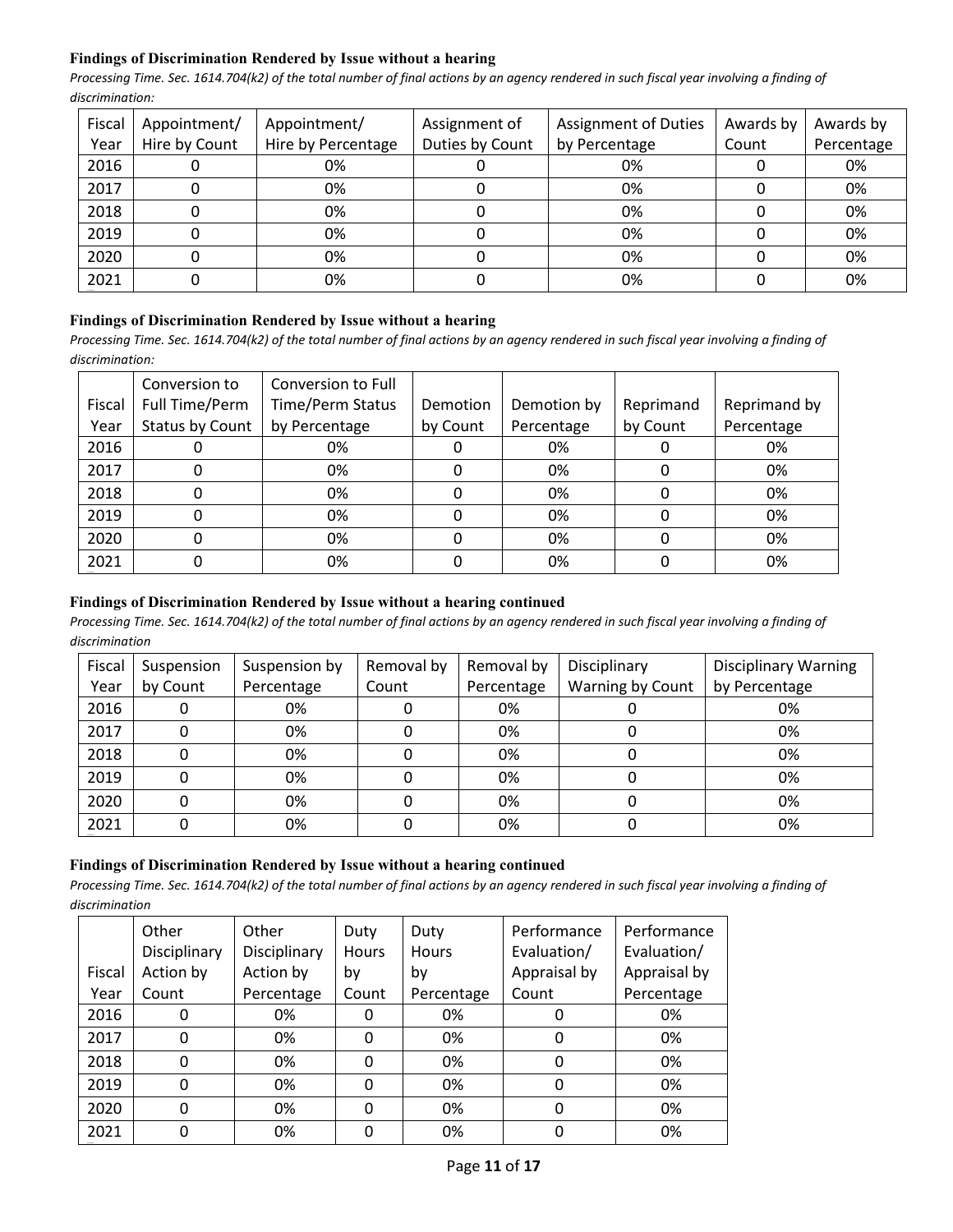#### Findings of Discrimination Rendered by Issue without a hearing

*Processing Time. Sec. 1614.704(k2) of the total number of final actions by an agency rendered in such fiscal year involving a finding of discrimination:*

| Fiscal Year | Appointment/ Hire by Count | Appointment/ Hire by Percentage | Assignment of Duties by Count | Assignment of Duties by Percentage | Awards by Count | Awards by Percentage |
|---|---|---|---|---|---|---|
| 2016 | 0 | 0% | 0 | 0% | 0 | 0% |
| 2017 | 0 | 0% | 0 | 0% | 0 | 0% |
| 2018 | 0 | 0% | 0 | 0% | 0 | 0% |
| 2019 | 0 | 0% | 0 | 0% | 0 | 0% |
| 2020 | 0 | 0% | 0 | 0% | 0 | 0% |
| 2021 | 0 | 0% | 0 | 0% | 0 | 0% |

#### Findings of Discrimination Rendered by Issue without a hearing

*Processing Time. Sec. 1614.704(k2) of the total number of final actions by an agency rendered in such fiscal year involving a finding of discrimination:*

| Fiscal Year | Conversion to Full Time/Perm Status by Count | Conversion to Full Time/Perm Status by Percentage | Demotion by Count | Demotion by Percentage | Reprimand by Count | Reprimand by Percentage |
|---|---|---|---|---|---|---|
| 2016 | 0 | 0% | 0 | 0% | 0 | 0% |
| 2017 | 0 | 0% | 0 | 0% | 0 | 0% |
| 2018 | 0 | 0% | 0 | 0% | 0 | 0% |
| 2019 | 0 | 0% | 0 | 0% | 0 | 0% |
| 2020 | 0 | 0% | 0 | 0% | 0 | 0% |
| 2021 | 0 | 0% | 0 | 0% | 0 | 0% |

#### Findings of Discrimination Rendered by Issue without a hearing continued

*Processing Time. Sec. 1614.704(k2) of the total number of final actions by an agency rendered in such fiscal year involving a finding of discrimination*

| Fiscal Year | Suspension by Count | Suspension by Percentage | Removal by Count | Removal by Percentage | Disciplinary Warning by Count | Disciplinary Warning by Percentage |
|---|---|---|---|---|---|---|
| 2016 | 0 | 0% | 0 | 0% | 0 | 0% |
| 2017 | 0 | 0% | 0 | 0% | 0 | 0% |
| 2018 | 0 | 0% | 0 | 0% | 0 | 0% |
| 2019 | 0 | 0% | 0 | 0% | 0 | 0% |
| 2020 | 0 | 0% | 0 | 0% | 0 | 0% |
| 2021 | 0 | 0% | 0 | 0% | 0 | 0% |

#### Findings of Discrimination Rendered by Issue without a hearing continued

*Processing Time. Sec. 1614.704(k2) of the total number of final actions by an agency rendered in such fiscal year involving a finding of discrimination*

| Fiscal Year | Other Disciplinary Action by Count | Other Disciplinary Action by Percentage | Duty Hours by Count | Duty Hours by Percentage | Performance Evaluation/ Appraisal by Count | Performance Evaluation/ Appraisal by Percentage |
|---|---|---|---|---|---|---|
| 2016 | 0 | 0% | 0 | 0% | 0 | 0% |
| 2017 | 0 | 0% | 0 | 0% | 0 | 0% |
| 2018 | 0 | 0% | 0 | 0% | 0 | 0% |
| 2019 | 0 | 0% | 0 | 0% | 0 | 0% |
| 2020 | 0 | 0% | 0 | 0% | 0 | 0% |
| 2021 | 0 | 0% | 0 | 0% | 0 | 0% |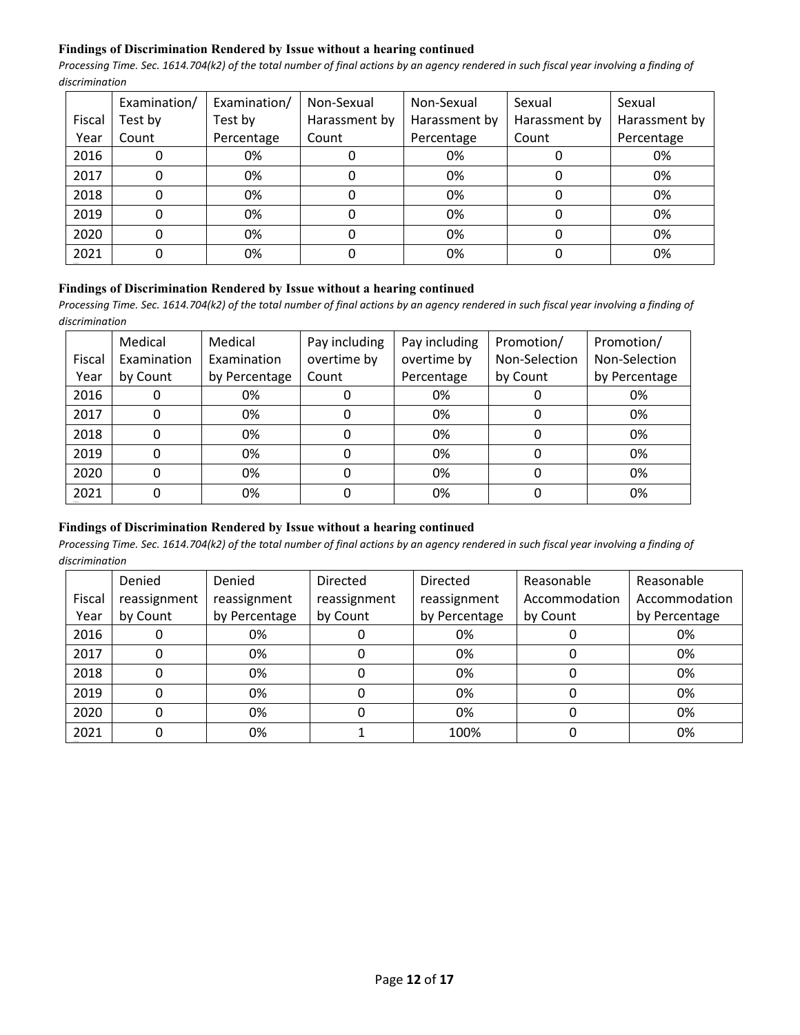**Findings of Discrimination Rendered by Issue without a hearing continued**

*Processing Time. Sec. 1614.704(k2) of the total number of final actions by an agency rendered in such fiscal year involving a finding of discrimination*

| Fiscal Year | Examination/ Test by Count | Examination/ Test by Percentage | Non-Sexual Harassment by Count | Non-Sexual Harassment by Percentage | Sexual Harassment by Count | Sexual Harassment by Percentage |
|---|---|---|---|---|---|---|
| 2016 | 0 | 0% | 0 | 0% | 0 | 0% |
| 2017 | 0 | 0% | 0 | 0% | 0 | 0% |
| 2018 | 0 | 0% | 0 | 0% | 0 | 0% |
| 2019 | 0 | 0% | 0 | 0% | 0 | 0% |
| 2020 | 0 | 0% | 0 | 0% | 0 | 0% |
| 2021 | 0 | 0% | 0 | 0% | 0 | 0% |

**Findings of Discrimination Rendered by Issue without a hearing continued**

*Processing Time. Sec. 1614.704(k2) of the total number of final actions by an agency rendered in such fiscal year involving a finding of discrimination*

| Fiscal Year | Medical Examination by Count | Medical Examination by Percentage | Pay including overtime by Count | Pay including overtime by Percentage | Promotion/ Non-Selection by Count | Promotion/ Non-Selection by Percentage |
|---|---|---|---|---|---|---|
| 2016 | 0 | 0% | 0 | 0% | 0 | 0% |
| 2017 | 0 | 0% | 0 | 0% | 0 | 0% |
| 2018 | 0 | 0% | 0 | 0% | 0 | 0% |
| 2019 | 0 | 0% | 0 | 0% | 0 | 0% |
| 2020 | 0 | 0% | 0 | 0% | 0 | 0% |
| 2021 | 0 | 0% | 0 | 0% | 0 | 0% |

**Findings of Discrimination Rendered by Issue without a hearing continued**

*Processing Time. Sec. 1614.704(k2) of the total number of final actions by an agency rendered in such fiscal year involving a finding of discrimination*

| Fiscal Year | Denied reassignment by Count | Denied reassignment by Percentage | Directed reassignment by Count | Directed reassignment by Percentage | Reasonable Accommodation by Count | Reasonable Accommodation by Percentage |
|---|---|---|---|---|---|---|
| 2016 | 0 | 0% | 0 | 0% | 0 | 0% |
| 2017 | 0 | 0% | 0 | 0% | 0 | 0% |
| 2018 | 0 | 0% | 0 | 0% | 0 | 0% |
| 2019 | 0 | 0% | 0 | 0% | 0 | 0% |
| 2020 | 0 | 0% | 0 | 0% | 0 | 0% |
| 2021 | 0 | 0% | 1 | 100% | 0 | 0% |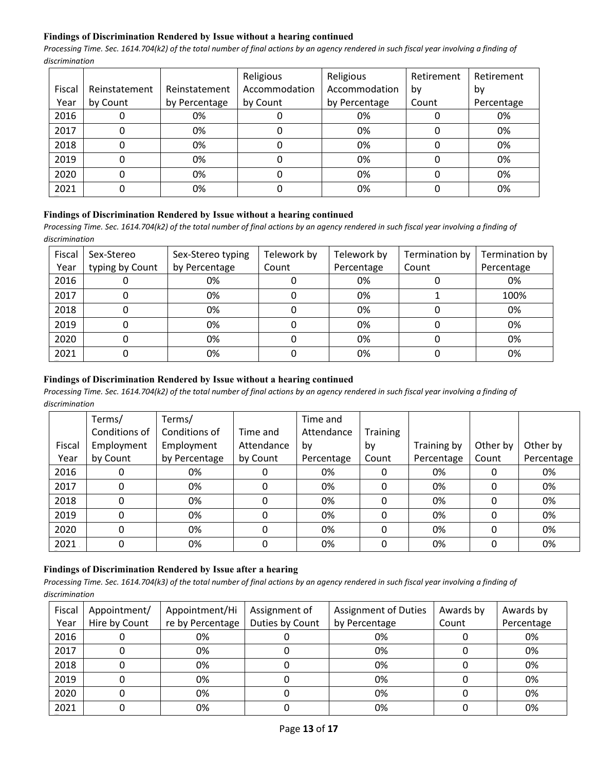**Findings of Discrimination Rendered by Issue without a hearing continued**

*Processing Time. Sec. 1614.704(k2) of the total number of final actions by an agency rendered in such fiscal year involving a finding of discrimination*

| Fiscal Year | Reinstatement by Count | Reinstatement by Percentage | Religious Accommodation by Count | Religious Accommodation by Percentage | Retirement by Count | Retirement by Percentage |
|---|---|---|---|---|---|---|
| 2016 | 0 | 0% | 0 | 0% | 0 | 0% |
| 2017 | 0 | 0% | 0 | 0% | 0 | 0% |
| 2018 | 0 | 0% | 0 | 0% | 0 | 0% |
| 2019 | 0 | 0% | 0 | 0% | 0 | 0% |
| 2020 | 0 | 0% | 0 | 0% | 0 | 0% |
| 2021 | 0 | 0% | 0 | 0% | 0 | 0% |

**Findings of Discrimination Rendered by Issue without a hearing continued**

*Processing Time. Sec. 1614.704(k2) of the total number of final actions by an agency rendered in such fiscal year involving a finding of discrimination*

| Fiscal Year | Sex-Stereo typing by Count | Sex-Stereo typing by Percentage | Telework by Count | Telework by Percentage | Termination by Count | Termination by Percentage |
|---|---|---|---|---|---|---|
| 2016 | 0 | 0% | 0 | 0% | 0 | 0% |
| 2017 | 0 | 0% | 0 | 0% | 1 | 100% |
| 2018 | 0 | 0% | 0 | 0% | 0 | 0% |
| 2019 | 0 | 0% | 0 | 0% | 0 | 0% |
| 2020 | 0 | 0% | 0 | 0% | 0 | 0% |
| 2021 | 0 | 0% | 0 | 0% | 0 | 0% |

**Findings of Discrimination Rendered by Issue without a hearing continued**

*Processing Time. Sec. 1614.704(k2) of the total number of final actions by an agency rendered in such fiscal year involving a finding of discrimination*

| Fiscal Year | Terms/ Conditions of Employment by Count | Terms/ Conditions of Employment by Percentage | Time and Attendance by Count | Time and Attendance by Percentage | Training by Count | Training by Percentage | Other by Count | Other by Percentage |
|---|---|---|---|---|---|---|---|---|
| 2016 | 0 | 0% | 0 | 0% | 0 | 0% | 0 | 0% |
| 2017 | 0 | 0% | 0 | 0% | 0 | 0% | 0 | 0% |
| 2018 | 0 | 0% | 0 | 0% | 0 | 0% | 0 | 0% |
| 2019 | 0 | 0% | 0 | 0% | 0 | 0% | 0 | 0% |
| 2020 | 0 | 0% | 0 | 0% | 0 | 0% | 0 | 0% |
| 2021 | 0 | 0% | 0 | 0% | 0 | 0% | 0 | 0% |

**Findings of Discrimination Rendered by Issue after a hearing**

*Processing Time. Sec. 1614.704(k3) of the total number of final actions by an agency rendered in such fiscal year involving a finding of discrimination*

| Fiscal Year | Appointment/ Hire by Count | Appointment/Hire by Percentage | Assignment of Duties by Count | Assignment of Duties by Percentage | Awards by Count | Awards by Percentage |
|---|---|---|---|---|---|---|
| 2016 | 0 | 0% | 0 | 0% | 0 | 0% |
| 2017 | 0 | 0% | 0 | 0% | 0 | 0% |
| 2018 | 0 | 0% | 0 | 0% | 0 | 0% |
| 2019 | 0 | 0% | 0 | 0% | 0 | 0% |
| 2020 | 0 | 0% | 0 | 0% | 0 | 0% |
| 2021 | 0 | 0% | 0 | 0% | 0 | 0% |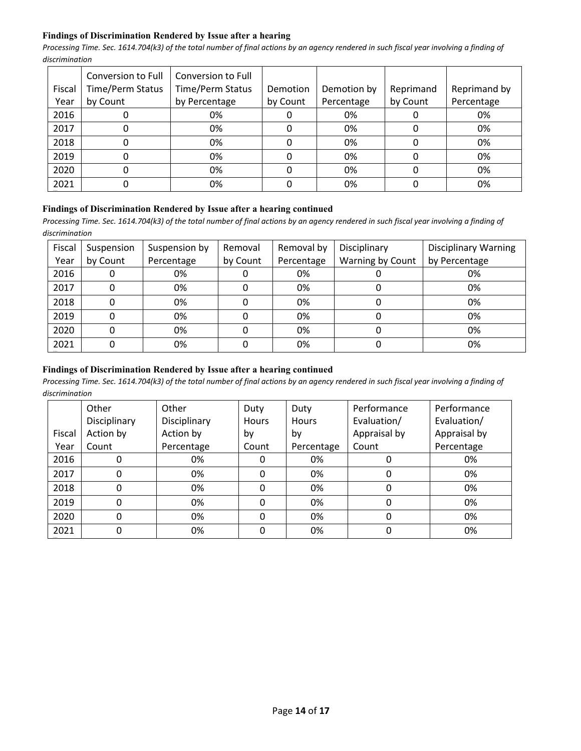**Findings of Discrimination Rendered by Issue after a hearing**

*Processing Time. Sec. 1614.704(k3) of the total number of final actions by an agency rendered in such fiscal year involving a finding of discrimination*

| Fiscal Year | Conversion to Full Time/Perm Status by Count | Conversion to Full Time/Perm Status by Percentage | Demotion by Count | Demotion by Percentage | Reprimand by Count | Reprimand by Percentage |
|---|---|---|---|---|---|---|
| 2016 | 0 | 0% | 0 | 0% | 0 | 0% |
| 2017 | 0 | 0% | 0 | 0% | 0 | 0% |
| 2018 | 0 | 0% | 0 | 0% | 0 | 0% |
| 2019 | 0 | 0% | 0 | 0% | 0 | 0% |
| 2020 | 0 | 0% | 0 | 0% | 0 | 0% |
| 2021 | 0 | 0% | 0 | 0% | 0 | 0% |

**Findings of Discrimination Rendered by Issue after a hearing continued**

*Processing Time. Sec. 1614.704(k3) of the total number of final actions by an agency rendered in such fiscal year involving a finding of discrimination*

| Fiscal Year | Suspension by Count | Suspension by Percentage | Removal by Count | Removal by Percentage | Disciplinary Warning by Count | Disciplinary Warning by Percentage |
|---|---|---|---|---|---|---|
| 2016 | 0 | 0% | 0 | 0% | 0 | 0% |
| 2017 | 0 | 0% | 0 | 0% | 0 | 0% |
| 2018 | 0 | 0% | 0 | 0% | 0 | 0% |
| 2019 | 0 | 0% | 0 | 0% | 0 | 0% |
| 2020 | 0 | 0% | 0 | 0% | 0 | 0% |
| 2021 | 0 | 0% | 0 | 0% | 0 | 0% |

**Findings of Discrimination Rendered by Issue after a hearing continued**

*Processing Time. Sec. 1614.704(k3) of the total number of final actions by an agency rendered in such fiscal year involving a finding of discrimination*

| Fiscal Year | Other Disciplinary Action by Count | Other Disciplinary Action by Percentage | Duty Hours by Count | Duty Hours by Percentage | Performance Evaluation/ Appraisal by Count | Performance Evaluation/ Appraisal by Percentage |
|---|---|---|---|---|---|---|
| 2016 | 0 | 0% | 0 | 0% | 0 | 0% |
| 2017 | 0 | 0% | 0 | 0% | 0 | 0% |
| 2018 | 0 | 0% | 0 | 0% | 0 | 0% |
| 2019 | 0 | 0% | 0 | 0% | 0 | 0% |
| 2020 | 0 | 0% | 0 | 0% | 0 | 0% |
| 2021 | 0 | 0% | 0 | 0% | 0 | 0% |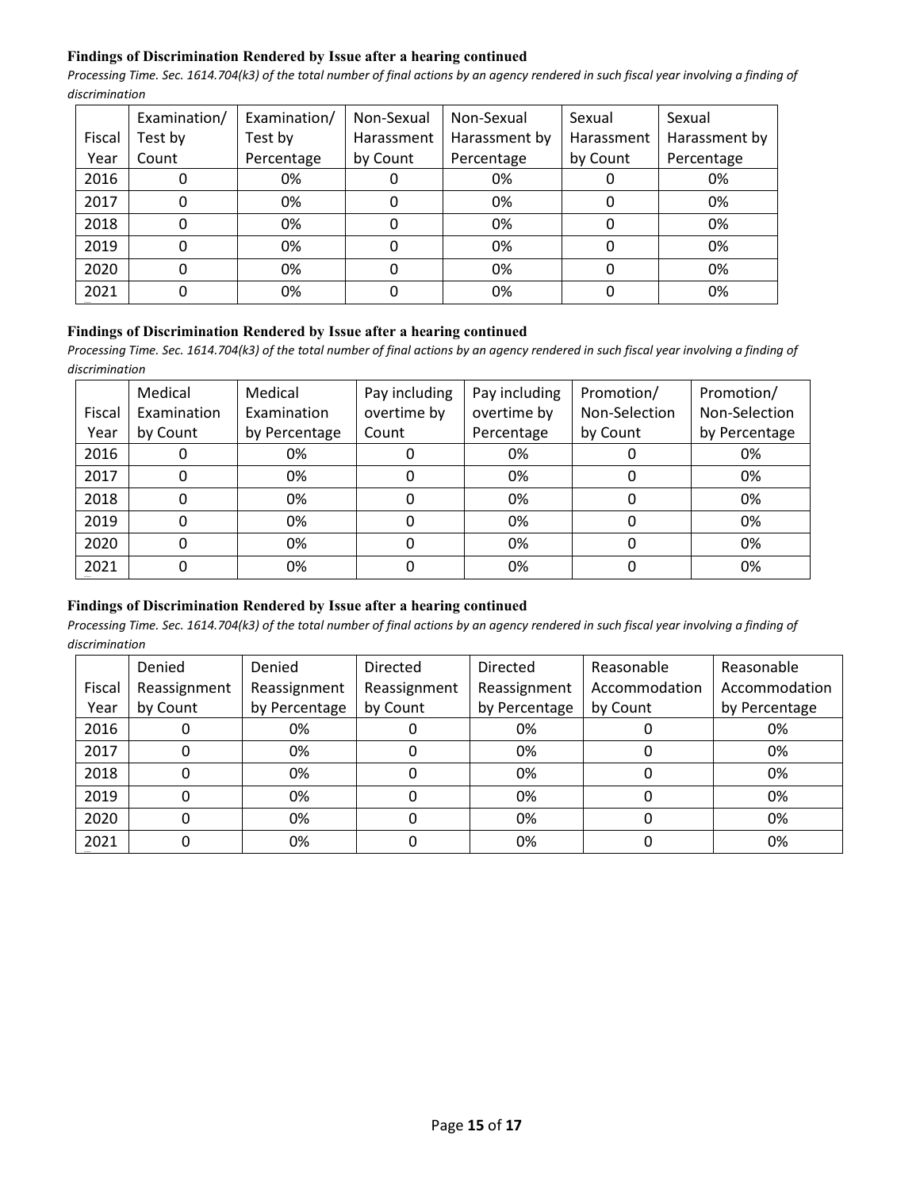**Findings of Discrimination Rendered by Issue after a hearing continued**

*Processing Time. Sec. 1614.704(k3) of the total number of final actions by an agency rendered in such fiscal year involving a finding of discrimination*

| Fiscal Year | Examination/ Test by Count | Examination/ Test by Percentage | Non-Sexual Harassment by Count | Non-Sexual Harassment by Percentage | Sexual Harassment by Count | Sexual Harassment by Percentage |
|---|---|---|---|---|---|---|
| 2016 | 0 | 0% | 0 | 0% | 0 | 0% |
| 2017 | 0 | 0% | 0 | 0% | 0 | 0% |
| 2018 | 0 | 0% | 0 | 0% | 0 | 0% |
| 2019 | 0 | 0% | 0 | 0% | 0 | 0% |
| 2020 | 0 | 0% | 0 | 0% | 0 | 0% |
| 2021 | 0 | 0% | 0 | 0% | 0 | 0% |

**Findings of Discrimination Rendered by Issue after a hearing continued**

*Processing Time. Sec. 1614.704(k3) of the total number of final actions by an agency rendered in such fiscal year involving a finding of discrimination*

| Fiscal Year | Medical Examination by Count | Medical Examination by Percentage | Pay including overtime by Count | Pay including overtime by Percentage | Promotion/ Non-Selection by Count | Promotion/ Non-Selection by Percentage |
|---|---|---|---|---|---|---|
| 2016 | 0 | 0% | 0 | 0% | 0 | 0% |
| 2017 | 0 | 0% | 0 | 0% | 0 | 0% |
| 2018 | 0 | 0% | 0 | 0% | 0 | 0% |
| 2019 | 0 | 0% | 0 | 0% | 0 | 0% |
| 2020 | 0 | 0% | 0 | 0% | 0 | 0% |
| 2021 | 0 | 0% | 0 | 0% | 0 | 0% |

**Findings of Discrimination Rendered by Issue after a hearing continued**

*Processing Time. Sec. 1614.704(k3) of the total number of final actions by an agency rendered in such fiscal year involving a finding of discrimination*

| Fiscal Year | Denied Reassignment by Count | Denied Reassignment by Percentage | Directed Reassignment by Count | Directed Reassignment by Percentage | Reasonable Accommodation by Count | Reasonable Accommodation by Percentage |
|---|---|---|---|---|---|---|
| 2016 | 0 | 0% | 0 | 0% | 0 | 0% |
| 2017 | 0 | 0% | 0 | 0% | 0 | 0% |
| 2018 | 0 | 0% | 0 | 0% | 0 | 0% |
| 2019 | 0 | 0% | 0 | 0% | 0 | 0% |
| 2020 | 0 | 0% | 0 | 0% | 0 | 0% |
| 2021 | 0 | 0% | 0 | 0% | 0 | 0% |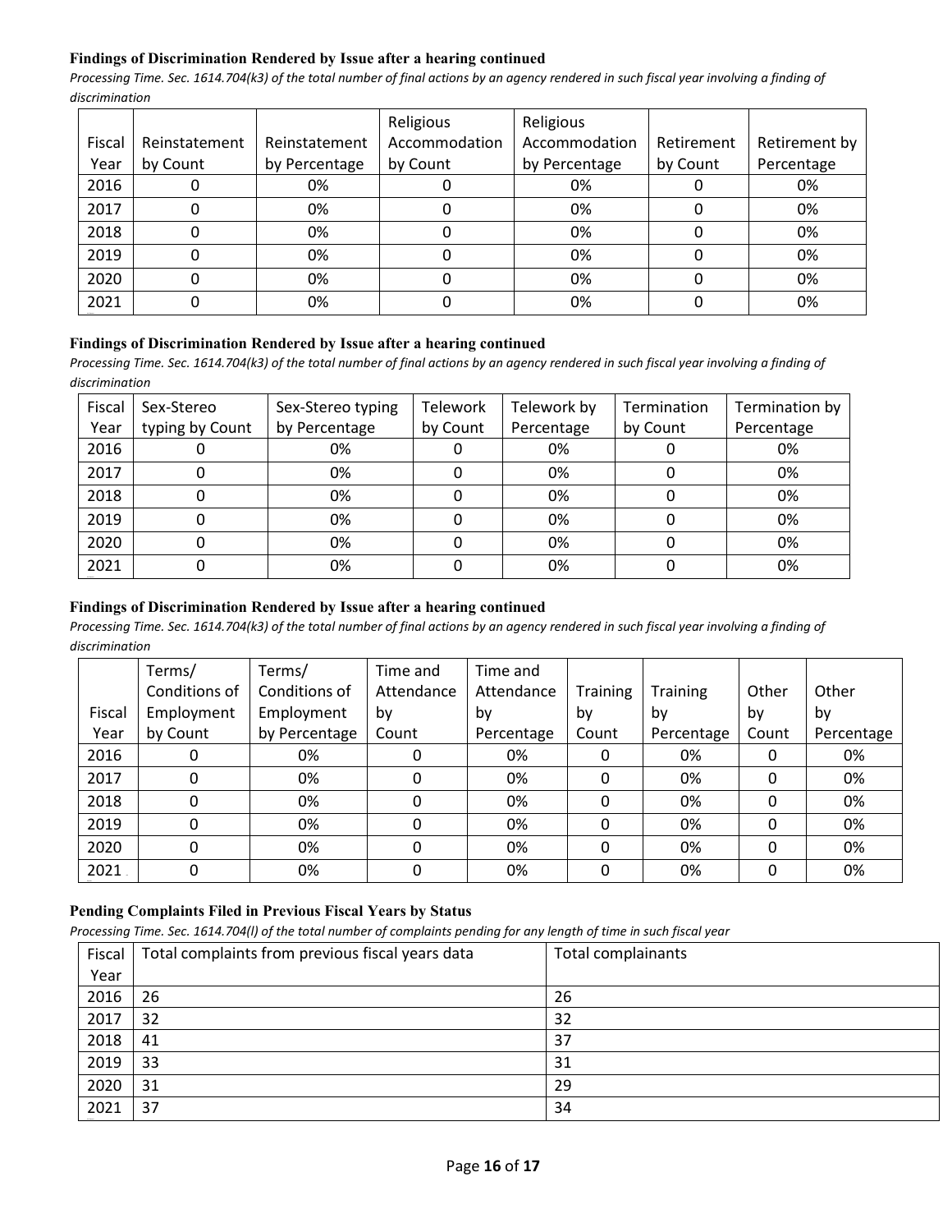**Findings of Discrimination Rendered by Issue after a hearing continued**

*Processing Time. Sec. 1614.704(k3) of the total number of final actions by an agency rendered in such fiscal year involving a finding of discrimination*

| Fiscal Year | Reinstatement by Count | Reinstatement by Percentage | Religious Accommodation by Count | Religious Accommodation by Percentage | Retirement by Count | Retirement by Percentage |
|---|---|---|---|---|---|---|
| 2016 | 0 | 0% | 0 | 0% | 0 | 0% |
| 2017 | 0 | 0% | 0 | 0% | 0 | 0% |
| 2018 | 0 | 0% | 0 | 0% | 0 | 0% |
| 2019 | 0 | 0% | 0 | 0% | 0 | 0% |
| 2020 | 0 | 0% | 0 | 0% | 0 | 0% |
| 2021 | 0 | 0% | 0 | 0% | 0 | 0% |

**Findings of Discrimination Rendered by Issue after a hearing continued**

*Processing Time. Sec. 1614.704(k3) of the total number of final actions by an agency rendered in such fiscal year involving a finding of discrimination*

| Fiscal Year | Sex-Stereo typing by Count | Sex-Stereo typing by Percentage | Telework by Count | Telework by Percentage | Termination by Count | Termination by Percentage |
|---|---|---|---|---|---|---|
| 2016 | 0 | 0% | 0 | 0% | 0 | 0% |
| 2017 | 0 | 0% | 0 | 0% | 0 | 0% |
| 2018 | 0 | 0% | 0 | 0% | 0 | 0% |
| 2019 | 0 | 0% | 0 | 0% | 0 | 0% |
| 2020 | 0 | 0% | 0 | 0% | 0 | 0% |
| 2021 | 0 | 0% | 0 | 0% | 0 | 0% |

**Findings of Discrimination Rendered by Issue after a hearing continued**

*Processing Time. Sec. 1614.704(k3) of the total number of final actions by an agency rendered in such fiscal year involving a finding of discrimination*

| Fiscal Year | Terms/ Conditions of Employment by Count | Terms/ Conditions of Employment by Percentage | Time and Attendance by Count | Time and Attendance by Percentage | Training by Count | Training by Percentage | Other by Count | Other by Percentage |
|---|---|---|---|---|---|---|---|---|
| 2016 | 0 | 0% | 0 | 0% | 0 | 0% | 0 | 0% |
| 2017 | 0 | 0% | 0 | 0% | 0 | 0% | 0 | 0% |
| 2018 | 0 | 0% | 0 | 0% | 0 | 0% | 0 | 0% |
| 2019 | 0 | 0% | 0 | 0% | 0 | 0% | 0 | 0% |
| 2020 | 0 | 0% | 0 | 0% | 0 | 0% | 0 | 0% |
| 2021 | 0 | 0% | 0 | 0% | 0 | 0% | 0 | 0% |

**Pending Complaints Filed in Previous Fiscal Years by Status**

*Processing Time. Sec. 1614.704(l) of the total number of complaints pending for any length of time in such fiscal year*

| Fiscal Year | Total complaints from previous fiscal years data | Total complainants |
|---|---|---|
| 2016 | 26 | 26 |
| 2017 | 32 | 32 |
| 2018 | 41 | 37 |
| 2019 | 33 | 31 |
| 2020 | 31 | 29 |
| 2021 | 37 | 34 |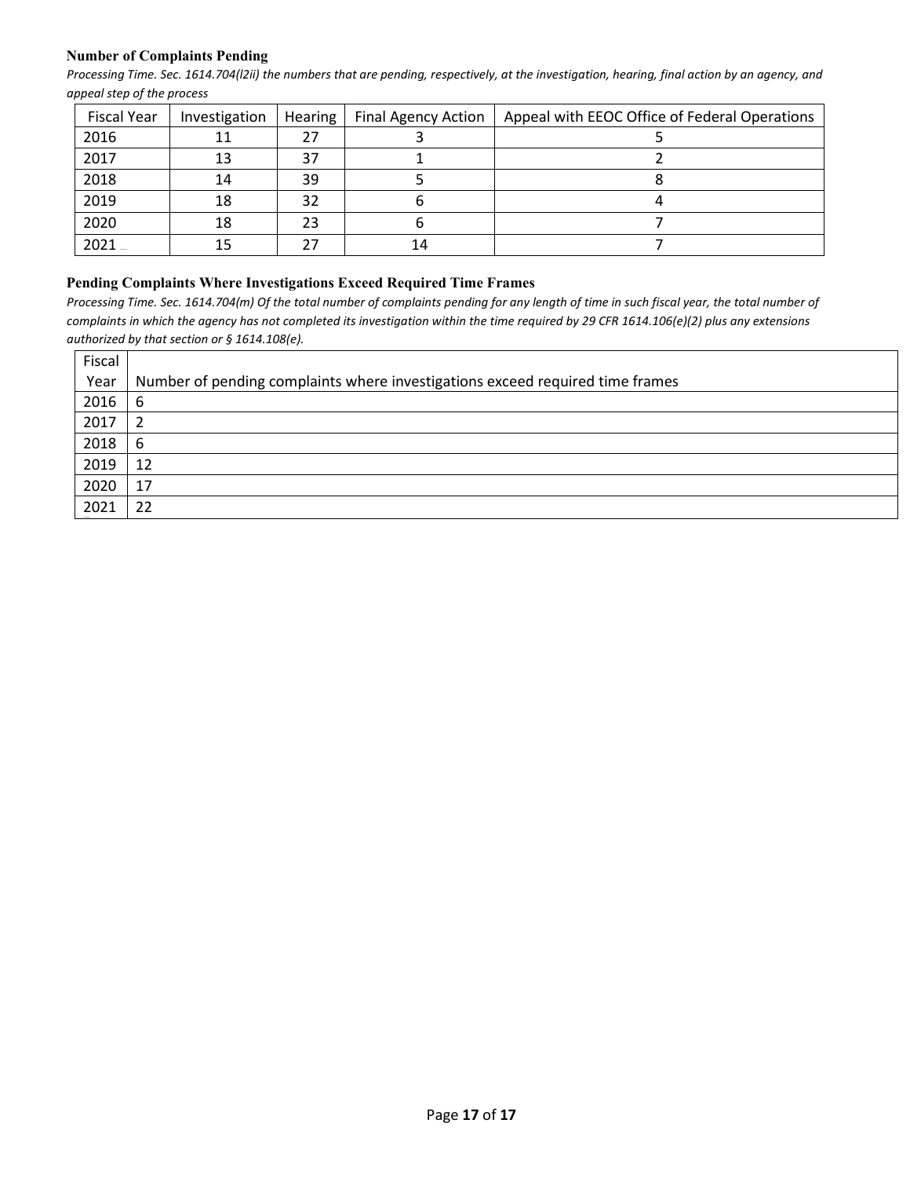**Number of Complaints Pending**

*Processing Time. Sec. 1614.704(l2ii) the numbers that are pending, respectively, at the investigation, hearing, final action by an agency, and appeal step of the process*

| Fiscal Year | Investigation | Hearing | Final Agency Action | Appeal with EEOC Office of Federal Operations |
|---|---|---|---|---|
| 2016 | 11 | 27 | 3 | 5 |
| 2017 | 13 | 37 | 1 | 2 |
| 2018 | 14 | 39 | 5 | 8 |
| 2019 | 18 | 32 | 6 | 4 |
| 2020 | 18 | 23 | 6 | 7 |
| 2021 | 15 | 27 | 14 | 7 |

**Pending Complaints Where Investigations Exceed Required Time Frames**

*Processing Time. Sec. 1614.704(m) Of the total number of complaints pending for any length of time in such fiscal year, the total number of complaints in which the agency has not completed its investigation within the time required by 29 CFR 1614.106(e)(2) plus any extensions authorized by that section or § 1614.108(e).*

| Fiscal Year | Number of pending complaints where investigations exceed required time frames |
|---|---|
| 2016 | 6 |
| 2017 | 2 |
| 2018 | 6 |
| 2019 | 12 |
| 2020 | 17 |
| 2021 | 22 |